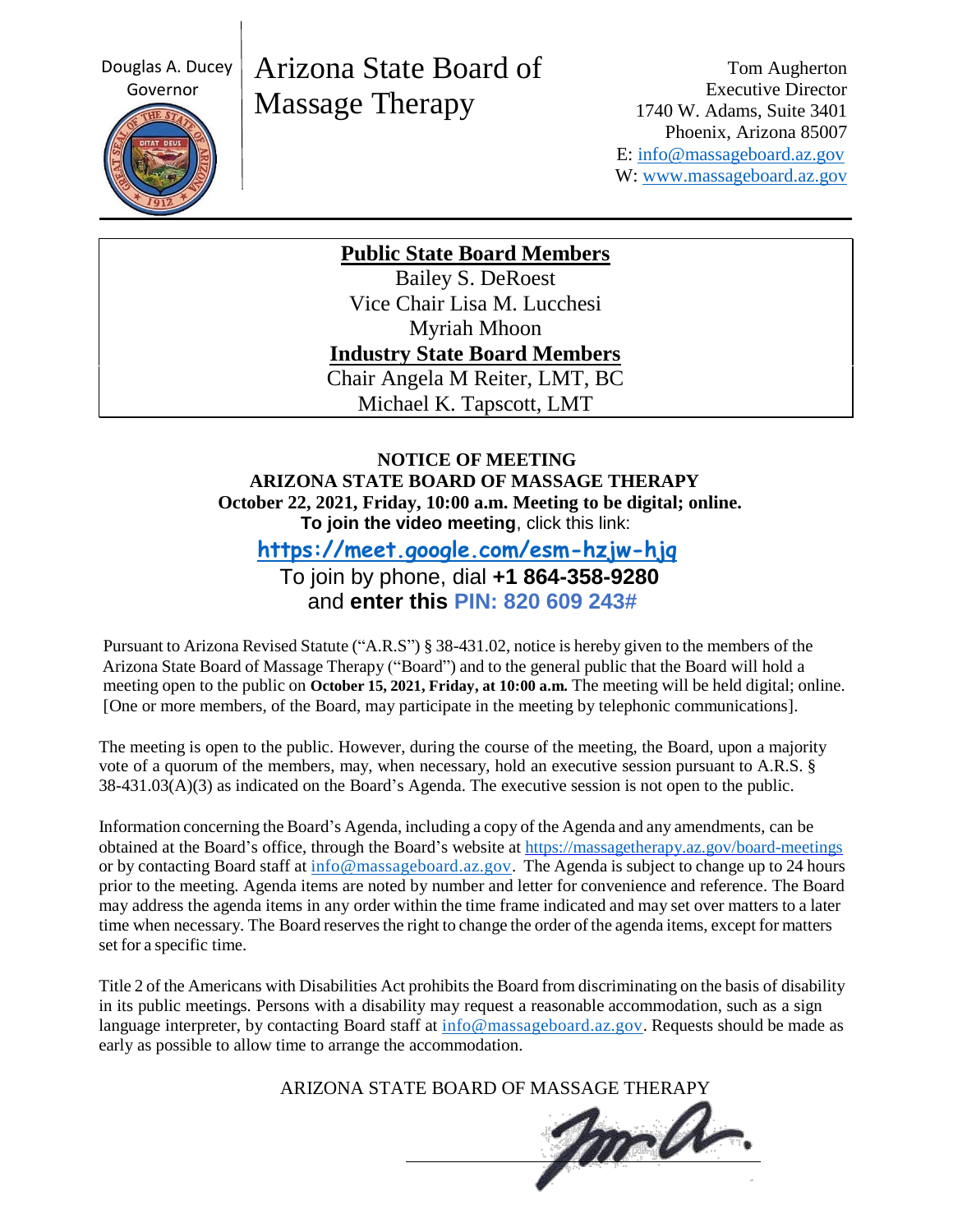Douglas A. Ducey
Governor

# Arizona State Board of Massage Therapy

Tom Augherton
Executive Director
1740 W. Adams, Suite 3401
Phoenix, Arizona 85007
E: info@massageboard.az.gov
W: www.massageboard.az.gov

---

**Public State Board Members**

Bailey S. DeRoest
Vice Chair Lisa M. Lucchesi
Myriah Mhoon

**Industry State Board Members**

Chair Angela M Reiter, LMT, BC
Michael K. Tapscott, LMT

**NOTICE OF MEETING**
**ARIZONA STATE BOARD OF MASSAGE THERAPY**
**October 22, 2021, Friday, 10:00 a.m. Meeting to be digital; online.**
**To join the video meeting**, click this link:

**https://meet.google.com/esm-hzjw-hjq**

To join by phone, dial **+1 864-358-9280**
and **enter this PIN: 820 609 243#**

Pursuant to Arizona Revised Statute ("A.R.S") § 38-431.02, notice is hereby given to the members of the Arizona State Board of Massage Therapy ("Board") and to the general public that the Board will hold a meeting open to the public on **October 15, 2021, Friday, at 10:00 a.m.** The meeting will be held digital; online. [One or more members, of the Board, may participate in the meeting by telephonic communications].

The meeting is open to the public. However, during the course of the meeting, the Board, upon a majority vote of a quorum of the members, may, when necessary, hold an executive session pursuant to A.R.S. § 38-431.03(A)(3) as indicated on the Board's Agenda. The executive session is not open to the public.

Information concerning the Board's Agenda, including a copy of the Agenda and any amendments, can be obtained at the Board's office, through the Board's website at https://massagetherapy.az.gov/board-meetings or by contacting Board staff at info@massageboard.az.gov. The Agenda is subject to change up to 24 hours prior to the meeting. Agenda items are noted by number and letter for convenience and reference. The Board may address the agenda items in any order within the time frame indicated and may set over matters to a later time when necessary. The Board reserves the right to change the order of the agenda items, except for matters set for a specific time.

Title 2 of the Americans with Disabilities Act prohibits the Board from discriminating on the basis of disability in its public meetings. Persons with a disability may request a reasonable accommodation, such as a sign language interpreter, by contacting Board staff at info@massageboard.az.gov. Requests should be made as early as possible to allow time to arrange the accommodation.

ARIZONA STATE BOARD OF MASSAGE THERAPY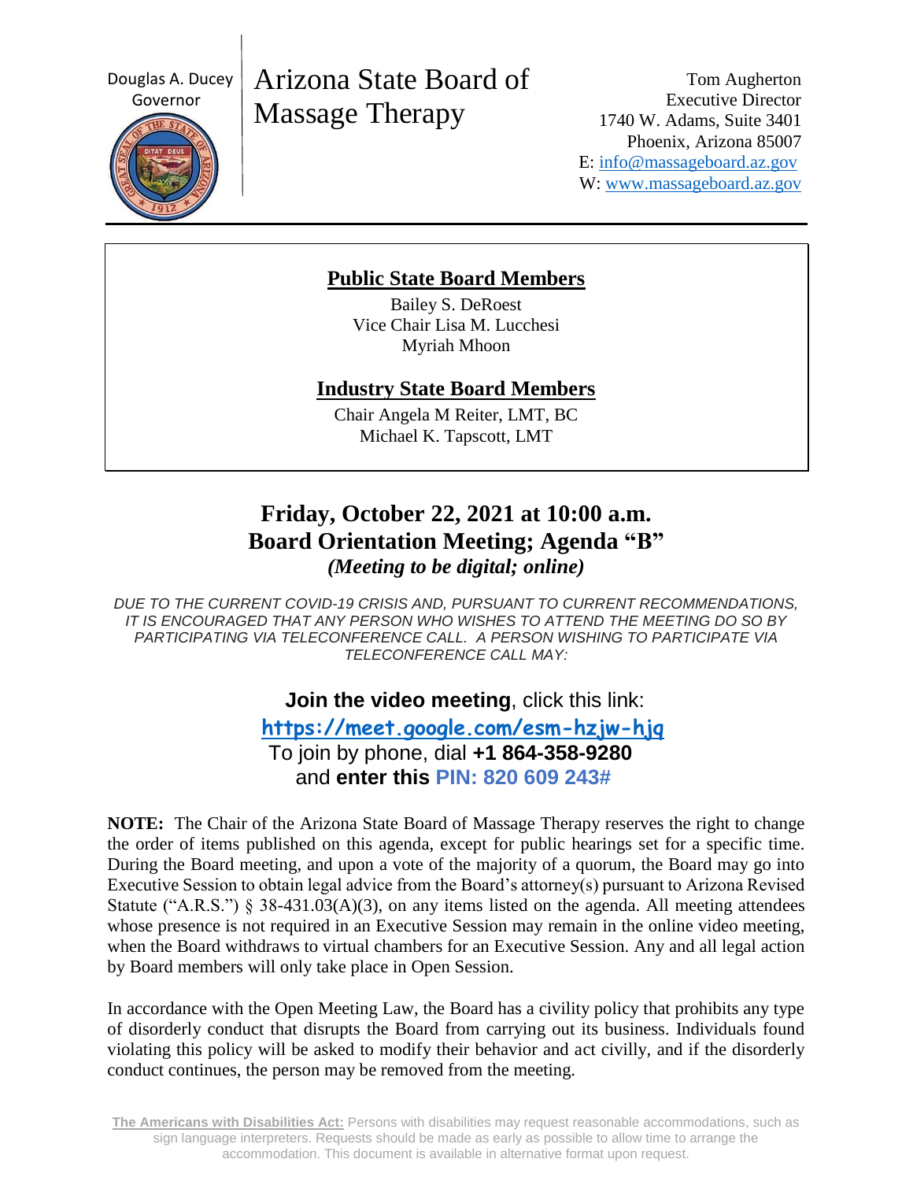Douglas A. Ducey
Governor

# Arizona State Board of Massage Therapy

Tom Augherton
Executive Director
1740 W. Adams, Suite 3401
Phoenix, Arizona 85007
E: info@massageboard.az.gov
W: www.massageboard.az.gov

---

**Public State Board Members**

Bailey S. DeRoest
Vice Chair Lisa M. Lucchesi
Myriah Mhoon

**Industry State Board Members**

Chair Angela M Reiter, LMT, BC
Michael K. Tapscott, LMT

## Friday, October 22, 2021 at 10:00 a.m.
## Board Orientation Meeting; Agenda "B"

***(Meeting to be digital; online)***

*DUE TO THE CURRENT COVID-19 CRISIS AND, PURSUANT TO CURRENT RECOMMENDATIONS, IT IS ENCOURAGED THAT ANY PERSON WHO WISHES TO ATTEND THE MEETING DO SO BY PARTICIPATING VIA TELECONFERENCE CALL. A PERSON WISHING TO PARTICIPATE VIA TELECONFERENCE CALL MAY:*

**Join the video meeting**, click this link:
**https://meet.google.com/esm-hzjw-hjq**
To join by phone, dial **+1 864-358-9280**
and **enter this PIN: 820 609 243#**

**NOTE:** The Chair of the Arizona State Board of Massage Therapy reserves the right to change the order of items published on this agenda, except for public hearings set for a specific time. During the Board meeting, and upon a vote of the majority of a quorum, the Board may go into Executive Session to obtain legal advice from the Board's attorney(s) pursuant to Arizona Revised Statute ("A.R.S.") § 38-431.03(A)(3), on any items listed on the agenda. All meeting attendees whose presence is not required in an Executive Session may remain in the online video meeting, when the Board withdraws to virtual chambers for an Executive Session. Any and all legal action by Board members will only take place in Open Session.

In accordance with the Open Meeting Law, the Board has a civility policy that prohibits any type of disorderly conduct that disrupts the Board from carrying out its business. Individuals found violating this policy will be asked to modify their behavior and act civilly, and if the disorderly conduct continues, the person may be removed from the meeting.

**The Americans with Disabilities Act:** Persons with disabilities may request reasonable accommodations, such as sign language interpreters. Requests should be made as early as possible to allow time to arrange the accommodation. This document is available in alternative format upon request.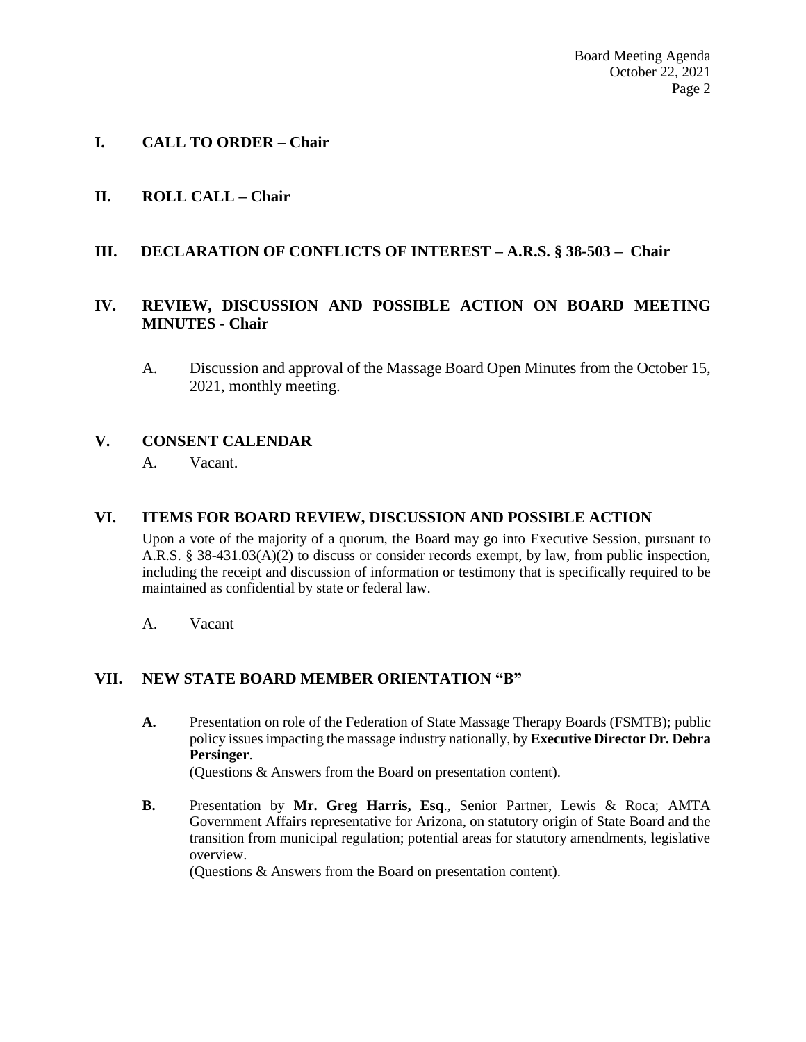## I. CALL TO ORDER – Chair

## II. ROLL CALL – Chair

## III. DECLARATION OF CONFLICTS OF INTEREST – A.R.S. § 38-503 – Chair

## IV. REVIEW, DISCUSSION AND POSSIBLE ACTION ON BOARD MEETING MINUTES - Chair

A. Discussion and approval of the Massage Board Open Minutes from the October 15, 2021, monthly meeting.

## V. CONSENT CALENDAR

A. Vacant.

## VI. ITEMS FOR BOARD REVIEW, DISCUSSION AND POSSIBLE ACTION

Upon a vote of the majority of a quorum, the Board may go into Executive Session, pursuant to A.R.S. § 38-431.03(A)(2) to discuss or consider records exempt, by law, from public inspection, including the receipt and discussion of information or testimony that is specifically required to be maintained as confidential by state or federal law.

A. Vacant

## VII. NEW STATE BOARD MEMBER ORIENTATION "B"

**A.** Presentation on role of the Federation of State Massage Therapy Boards (FSMTB); public policy issues impacting the massage industry nationally, by **Executive Director Dr. Debra Persinger**.
(Questions & Answers from the Board on presentation content).

**B.** Presentation by **Mr. Greg Harris, Esq**., Senior Partner, Lewis & Roca; AMTA Government Affairs representative for Arizona, on statutory origin of State Board and the transition from municipal regulation; potential areas for statutory amendments, legislative overview.
(Questions & Answers from the Board on presentation content).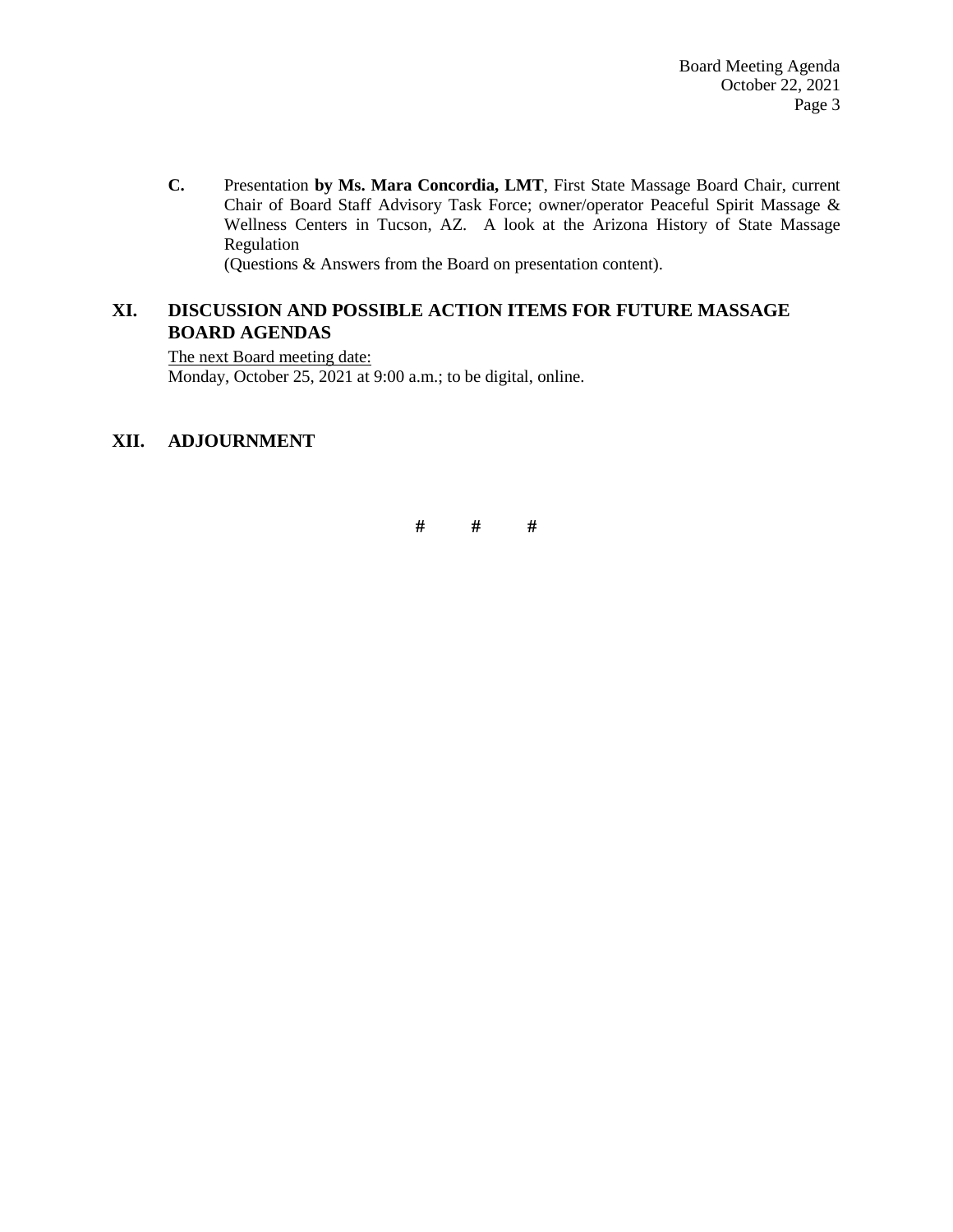**C.** Presentation **by Ms. Mara Concordia, LMT**, First State Massage Board Chair, current Chair of Board Staff Advisory Task Force; owner/operator Peaceful Spirit Massage & Wellness Centers in Tucson, AZ. A look at the Arizona History of State Massage Regulation
(Questions & Answers from the Board on presentation content).

## XI. DISCUSSION AND POSSIBLE ACTION ITEMS FOR FUTURE MASSAGE BOARD AGENDAS

The next Board meeting date:
Monday, October 25, 2021 at 9:00 a.m.; to be digital, online.

## XII. ADJOURNMENT

# # #